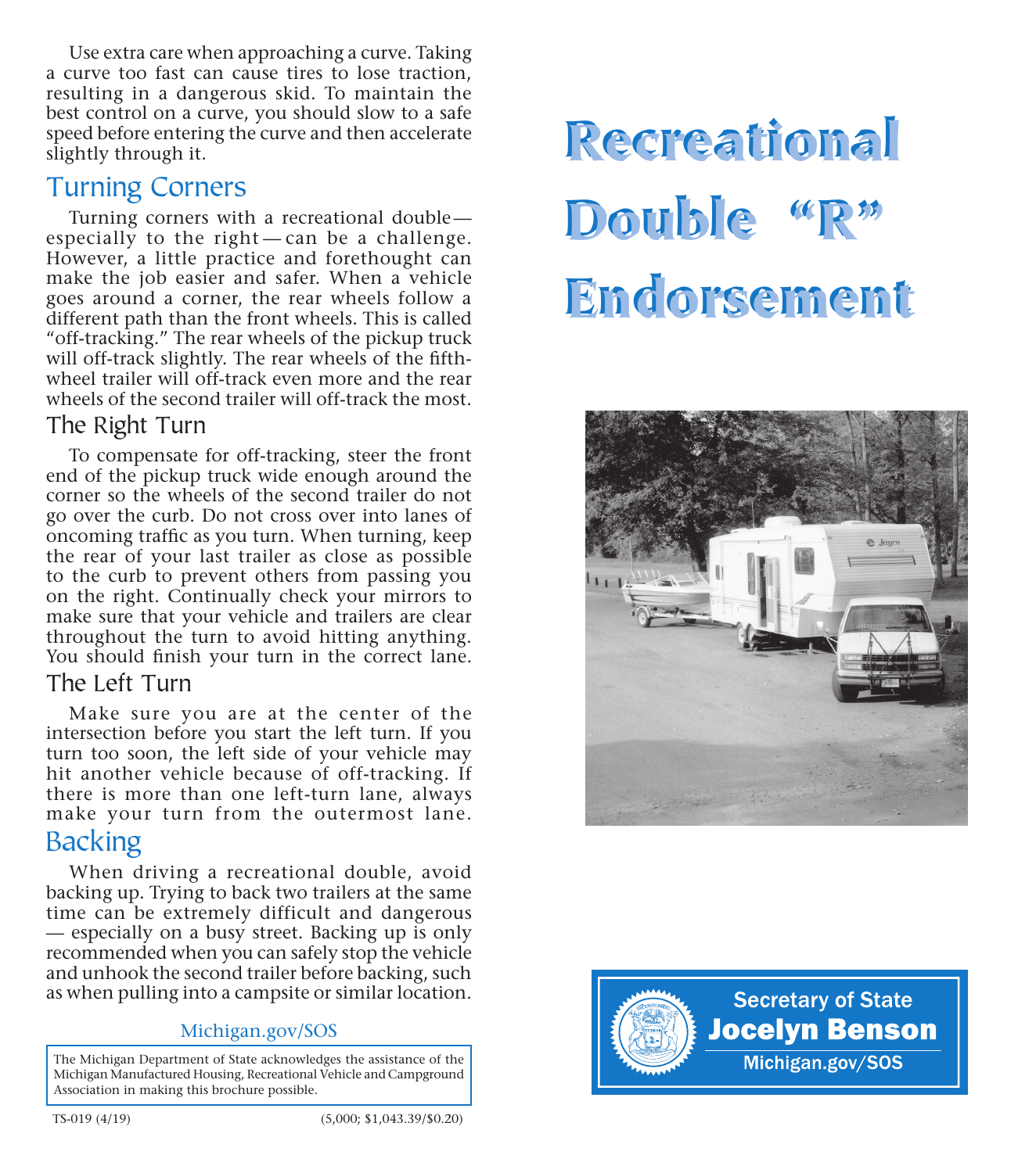Use extra care when approaching a curve. Taking a curve too fast can cause tires to lose traction, resulting in a dangerous skid. To maintain the best control on a curve, you should slow to a safe speed before entering the curve and then accelerate slightly through it.

## Turning Corners

Turning corners with a recreational double— especially to the right — can be a challenge. However, a little practice and forethought can make the job easier and safer. When a vehicle goes around a corner, the rear wheels follow a different path than the front wheels. This is called "off-tracking." The rear wheels of the pickup truck will off-track slightly. The rear wheels of the fifth-wheel trailer will off-track even more and the rear wheels of the second trailer will off-track the most.

### The Right Turn

To compensate for off-tracking, steer the front end of the pickup truck wide enough around the corner so the wheels of the second trailer do not go over the curb. Do not cross over into lanes of oncoming traffic as you turn. When turning, keep the rear of your last trailer as close as possible to the curb to prevent others from passing you on the right. Continually check your mirrors to make sure that your vehicle and trailers are clear throughout the turn to avoid hitting anything. You should finish your turn in the correct lane.

### The Left Turn

Make sure you are at the center of the intersection before you start the left turn. If you turn too soon, the left side of your vehicle may hit another vehicle because of off-tracking. If there is more than one left-turn lane, always make your turn from the outermost lane.

## Backing

When driving a recreational double, avoid backing up. Trying to back two trailers at the same time can be extremely difficult and dangerous — especially on a busy street. Backing up is only recommended when you can safely stop the vehicle and unhook the second trailer before backing, such as when pulling into a campsite or similar location.

Michigan.gov/SOS

The Michigan Department of State acknowledges the assistance of the Michigan Manufactured Housing, Recreational Vehicle and Campground Association in making this brochure possible.

TS-019 (4/19) (5,000; $1,043.39/$0.20)

# Recreational Double "R" Endorsement

Secretary of State
**Jocelyn Benson**
Michigan.gov/SOS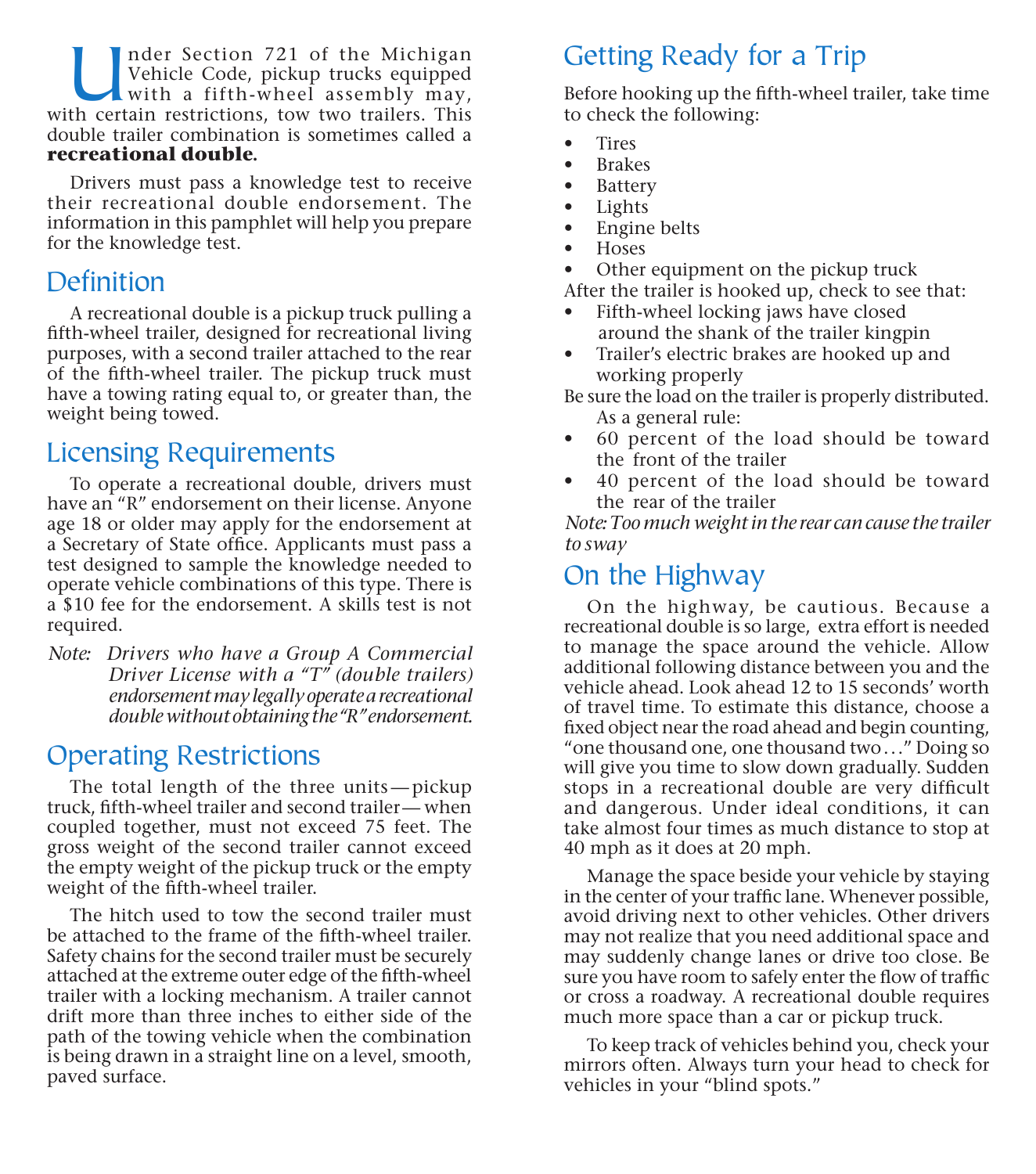Under Section 721 of the Michigan Vehicle Code, pickup trucks equipped with a fifth-wheel assembly may, with certain restrictions, tow two trailers. This double trailer combination is sometimes called a **recreational double.**

Drivers must pass a knowledge test to receive their recreational double endorsement. The information in this pamphlet will help you prepare for the knowledge test.

## Definition

A recreational double is a pickup truck pulling a fifth-wheel trailer, designed for recreational living purposes, with a second trailer attached to the rear of the fifth-wheel trailer. The pickup truck must have a towing rating equal to, or greater than, the weight being towed.

## Licensing Requirements

To operate a recreational double, drivers must have an "R" endorsement on their license. Anyone age 18 or older may apply for the endorsement at a Secretary of State office. Applicants must pass a test designed to sample the knowledge needed to operate vehicle combinations of this type. There is a $10 fee for the endorsement. A skills test is not required.

*Note: Drivers who have a Group A Commercial Driver License with a "T" (double trailers) endorsement may legally operate a recreational double without obtaining the "R" endorsement.*

## Operating Restrictions

The total length of the three units — pickup truck, fifth-wheel trailer and second trailer — when coupled together, must not exceed 75 feet. The gross weight of the second trailer cannot exceed the empty weight of the pickup truck or the empty weight of the fifth-wheel trailer.

The hitch used to tow the second trailer must be attached to the frame of the fifth-wheel trailer. Safety chains for the second trailer must be securely attached at the extreme outer edge of the fifth-wheel trailer with a locking mechanism. A trailer cannot drift more than three inches to either side of the path of the towing vehicle when the combination is being drawn in a straight line on a level, smooth, paved surface.

## Getting Ready for a Trip

Before hooking up the fifth-wheel trailer, take time to check the following:

- Tires
- Brakes
- Battery
- Lights
- Engine belts
- Hoses
- Other equipment on the pickup truck

After the trailer is hooked up, check to see that:

- Fifth-wheel locking jaws have closed around the shank of the trailer kingpin
- Trailer's electric brakes are hooked up and working properly

Be sure the load on the trailer is properly distributed. As a general rule:

- 60 percent of the load should be toward the front of the trailer
- 40 percent of the load should be toward the rear of the trailer

*Note: Too much weight in the rear can cause the trailer to sway*

## On the Highway

On the highway, be cautious. Because a recreational double is so large, extra effort is needed to manage the space around the vehicle. Allow additional following distance between you and the vehicle ahead. Look ahead 12 to 15 seconds' worth of travel time. To estimate this distance, choose a fixed object near the road ahead and begin counting, "one thousand one, one thousand two…" Doing so will give you time to slow down gradually. Sudden stops in a recreational double are very difficult and dangerous. Under ideal conditions, it can take almost four times as much distance to stop at 40 mph as it does at 20 mph.

Manage the space beside your vehicle by staying in the center of your traffic lane. Whenever possible, avoid driving next to other vehicles. Other drivers may not realize that you need additional space and may suddenly change lanes or drive too close. Be sure you have room to safely enter the flow of traffic or cross a roadway. A recreational double requires much more space than a car or pickup truck.

To keep track of vehicles behind you, check your mirrors often. Always turn your head to check for vehicles in your "blind spots."